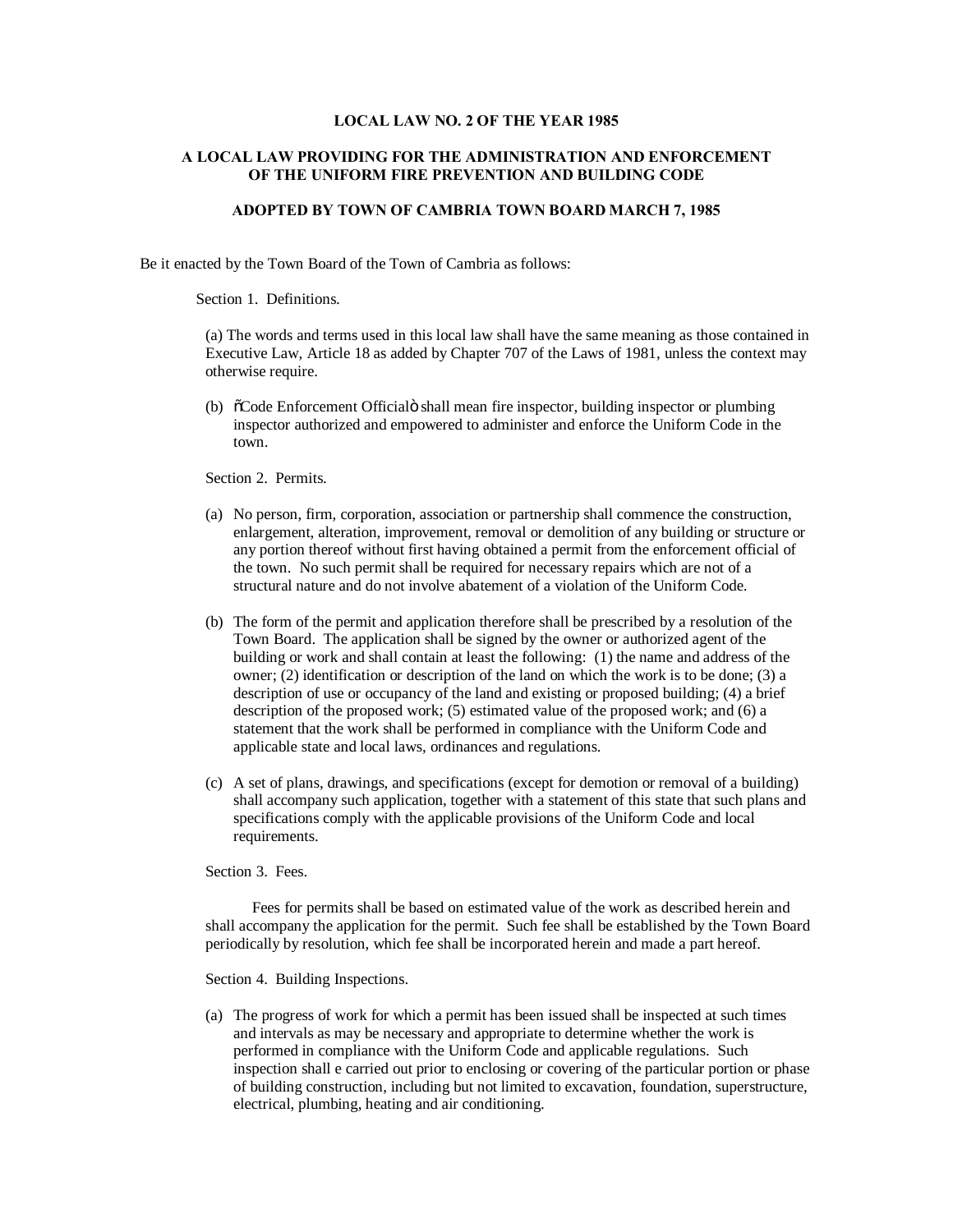**LOCAL LAW NO. 2 OF THE YEAR 1985**

**A LOCAL LAW PROVIDING FOR THE ADMINISTRATION AND ENFORCEMENT OF THE UNIFORM FIRE PREVENTION AND BUILDING CODE**

**ADOPTED BY TOWN OF CAMBRIA TOWN BOARD MARCH 7, 1985**

Be it enacted by the Town Board of the Town of Cambria as follows:

Section 1. Definitions.

(a) The words and terms used in this local law shall have the same meaning as those contained in Executive Law, Article 18 as added by Chapter 707 of the Laws of 1981, unless the context may otherwise require.

(b) õCode Enforcement Officialö shall mean fire inspector, building inspector or plumbing inspector authorized and empowered to administer and enforce the Uniform Code in the town.

Section 2. Permits.

(a) No person, firm, corporation, association or partnership shall commence the construction, enlargement, alteration, improvement, removal or demolition of any building or structure or any portion thereof without first having obtained a permit from the enforcement official of the town. No such permit shall be required for necessary repairs which are not of a structural nature and do not involve abatement of a violation of the Uniform Code.

(b) The form of the permit and application therefore shall be prescribed by a resolution of the Town Board. The application shall be signed by the owner or authorized agent of the building or work and shall contain at least the following: (1) the name and address of the owner; (2) identification or description of the land on which the work is to be done; (3) a description of use or occupancy of the land and existing or proposed building; (4) a brief description of the proposed work; (5) estimated value of the proposed work; and (6) a statement that the work shall be performed in compliance with the Uniform Code and applicable state and local laws, ordinances and regulations.

(c) A set of plans, drawings, and specifications (except for demotion or removal of a building) shall accompany such application, together with a statement of this state that such plans and specifications comply with the applicable provisions of the Uniform Code and local requirements.

Section 3. Fees.

Fees for permits shall be based on estimated value of the work as described herein and shall accompany the application for the permit. Such fee shall be established by the Town Board periodically by resolution, which fee shall be incorporated herein and made a part hereof.

Section 4. Building Inspections.

(a) The progress of work for which a permit has been issued shall be inspected at such times and intervals as may be necessary and appropriate to determine whether the work is performed in compliance with the Uniform Code and applicable regulations. Such inspection shall e carried out prior to enclosing or covering of the particular portion or phase of building construction, including but not limited to excavation, foundation, superstructure, electrical, plumbing, heating and air conditioning.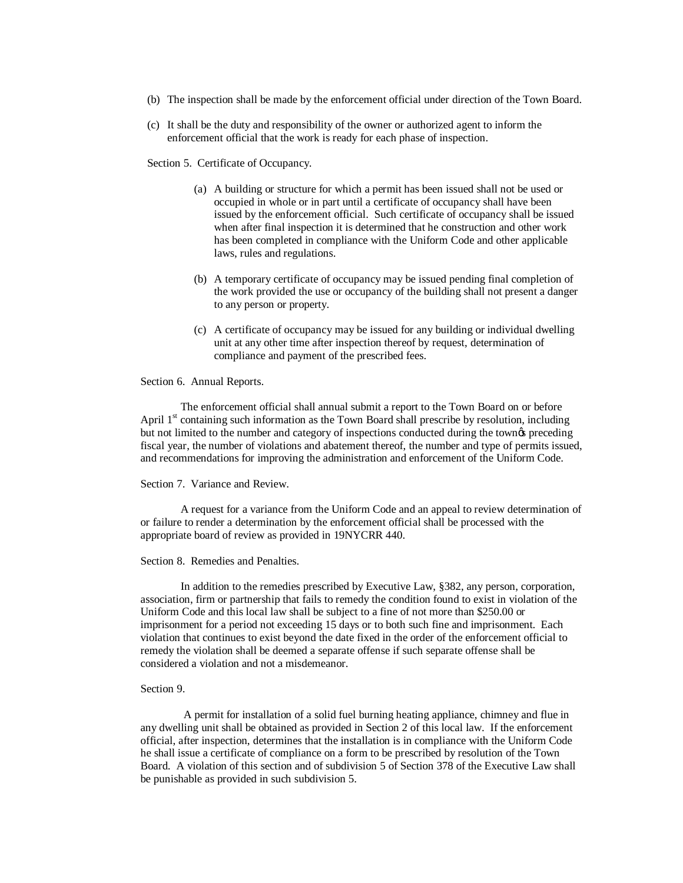(b) The inspection shall be made by the enforcement official under direction of the Town Board.

(c) It shall be the duty and responsibility of the owner or authorized agent to inform the enforcement official that the work is ready for each phase of inspection.

Section 5. Certificate of Occupancy.

(a) A building or structure for which a permit has been issued shall not be used or occupied in whole or in part until a certificate of occupancy shall have been issued by the enforcement official. Such certificate of occupancy shall be issued when after final inspection it is determined that he construction and other work has been completed in compliance with the Uniform Code and other applicable laws, rules and regulations.

(b) A temporary certificate of occupancy may be issued pending final completion of the work provided the use or occupancy of the building shall not present a danger to any person or property.

(c) A certificate of occupancy may be issued for any building or individual dwelling unit at any other time after inspection thereof by request, determination of compliance and payment of the prescribed fees.

Section 6. Annual Reports.

The enforcement official shall annual submit a report to the Town Board on or before April 1st containing such information as the Town Board shall prescribe by resolution, including but not limited to the number and category of inspections conducted during the town's preceding fiscal year, the number of violations and abatement thereof, the number and type of permits issued, and recommendations for improving the administration and enforcement of the Uniform Code.

Section 7. Variance and Review.

A request for a variance from the Uniform Code and an appeal to review determination of or failure to render a determination by the enforcement official shall be processed with the appropriate board of review as provided in 19NYCRR 440.

Section 8. Remedies and Penalties.

In addition to the remedies prescribed by Executive Law, §382, any person, corporation, association, firm or partnership that fails to remedy the condition found to exist in violation of the Uniform Code and this local law shall be subject to a fine of not more than $250.00 or imprisonment for a period not exceeding 15 days or to both such fine and imprisonment. Each violation that continues to exist beyond the date fixed in the order of the enforcement official to remedy the violation shall be deemed a separate offense if such separate offense shall be considered a violation and not a misdemeanor.

Section 9.

A permit for installation of a solid fuel burning heating appliance, chimney and flue in any dwelling unit shall be obtained as provided in Section 2 of this local law. If the enforcement official, after inspection, determines that the installation is in compliance with the Uniform Code he shall issue a certificate of compliance on a form to be prescribed by resolution of the Town Board. A violation of this section and of subdivision 5 of Section 378 of the Executive Law shall be punishable as provided in such subdivision 5.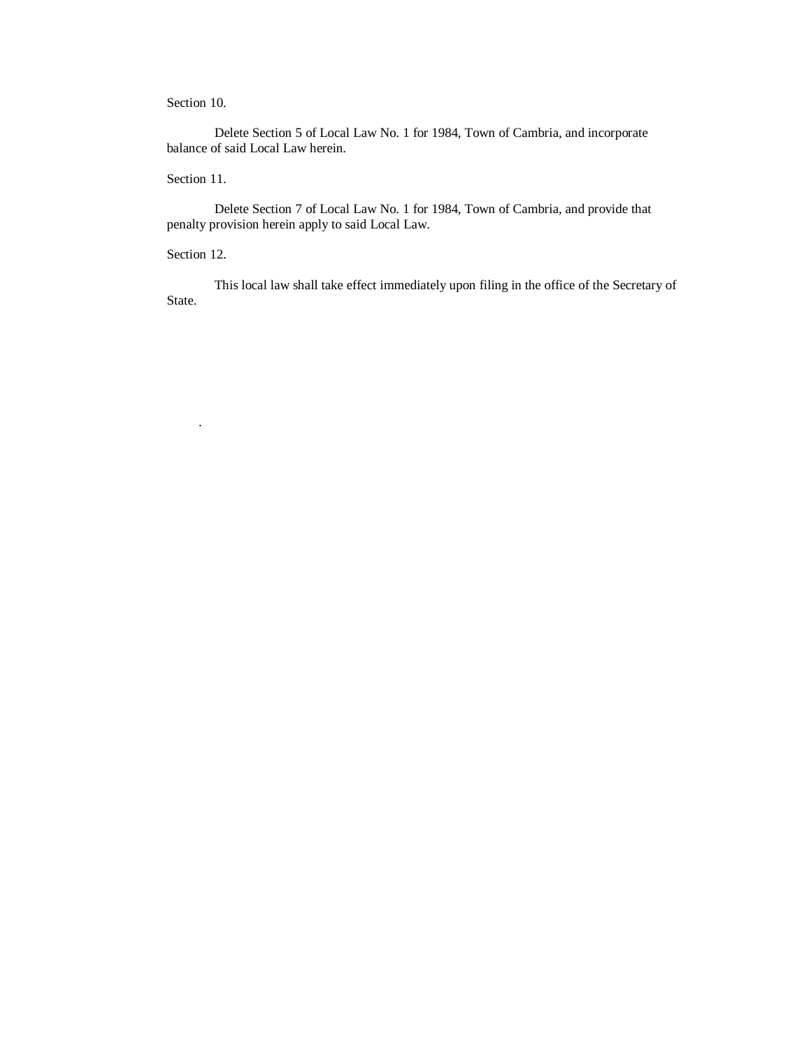Section 10.

Delete Section 5 of Local Law No. 1 for 1984, Town of Cambria, and incorporate balance of said Local Law herein.

Section 11.

Delete Section 7 of Local Law No. 1 for 1984, Town of Cambria, and provide that penalty provision herein apply to said Local Law.

Section 12.

This local law shall take effect immediately upon filing in the office of the Secretary of State.

.